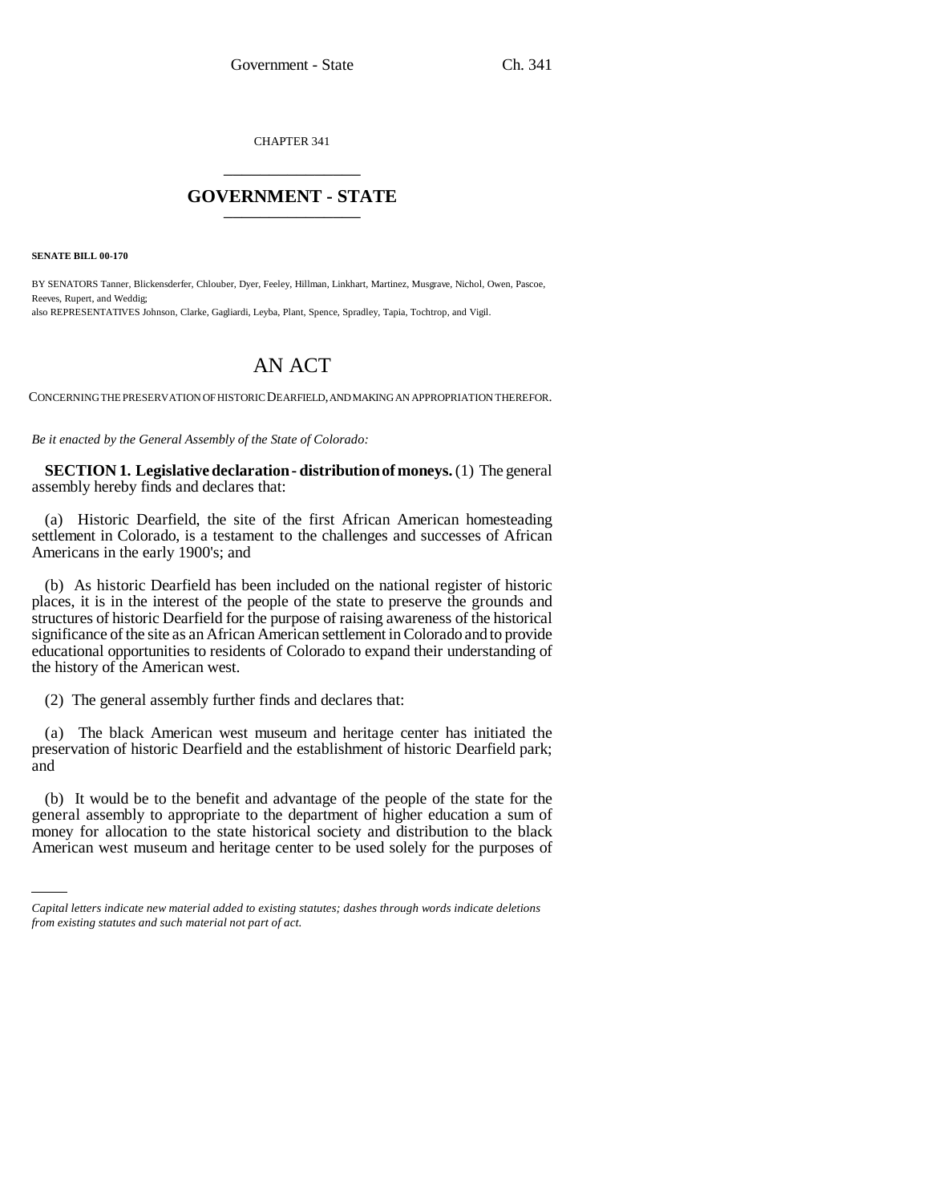CHAPTER 341

# GOVERNMENT - STATE

**SENATE BILL 00-170**

BY SENATORS Tanner, Blickensderfer, Chlouber, Dyer, Feeley, Hillman, Linkhart, Martinez, Musgrave, Nichol, Owen, Pascoe, Reeves, Rupert, and Weddig;
also REPRESENTATIVES Johnson, Clarke, Gagliardi, Leyba, Plant, Spence, Spradley, Tapia, Tochtrop, and Vigil.

## AN ACT

CONCERNING THE PRESERVATION OF HISTORIC DEARFIELD, AND MAKING AN APPROPRIATION THEREFOR.

*Be it enacted by the General Assembly of the State of Colorado:*

**SECTION 1. Legislative declaration - distribution of moneys.** (1) The general assembly hereby finds and declares that:

(a) Historic Dearfield, the site of the first African American homesteading settlement in Colorado, is a testament to the challenges and successes of African Americans in the early 1900's; and

(b) As historic Dearfield has been included on the national register of historic places, it is in the interest of the people of the state to preserve the grounds and structures of historic Dearfield for the purpose of raising awareness of the historical significance of the site as an African American settlement in Colorado and to provide educational opportunities to residents of Colorado to expand their understanding of the history of the American west.

(2) The general assembly further finds and declares that:

(a) The black American west museum and heritage center has initiated the preservation of historic Dearfield and the establishment of historic Dearfield park; and

(b) It would be to the benefit and advantage of the people of the state for the general assembly to appropriate to the department of higher education a sum of money for allocation to the state historical society and distribution to the black American west museum and heritage center to be used solely for the purposes of

*Capital letters indicate new material added to existing statutes; dashes through words indicate deletions from existing statutes and such material not part of act.*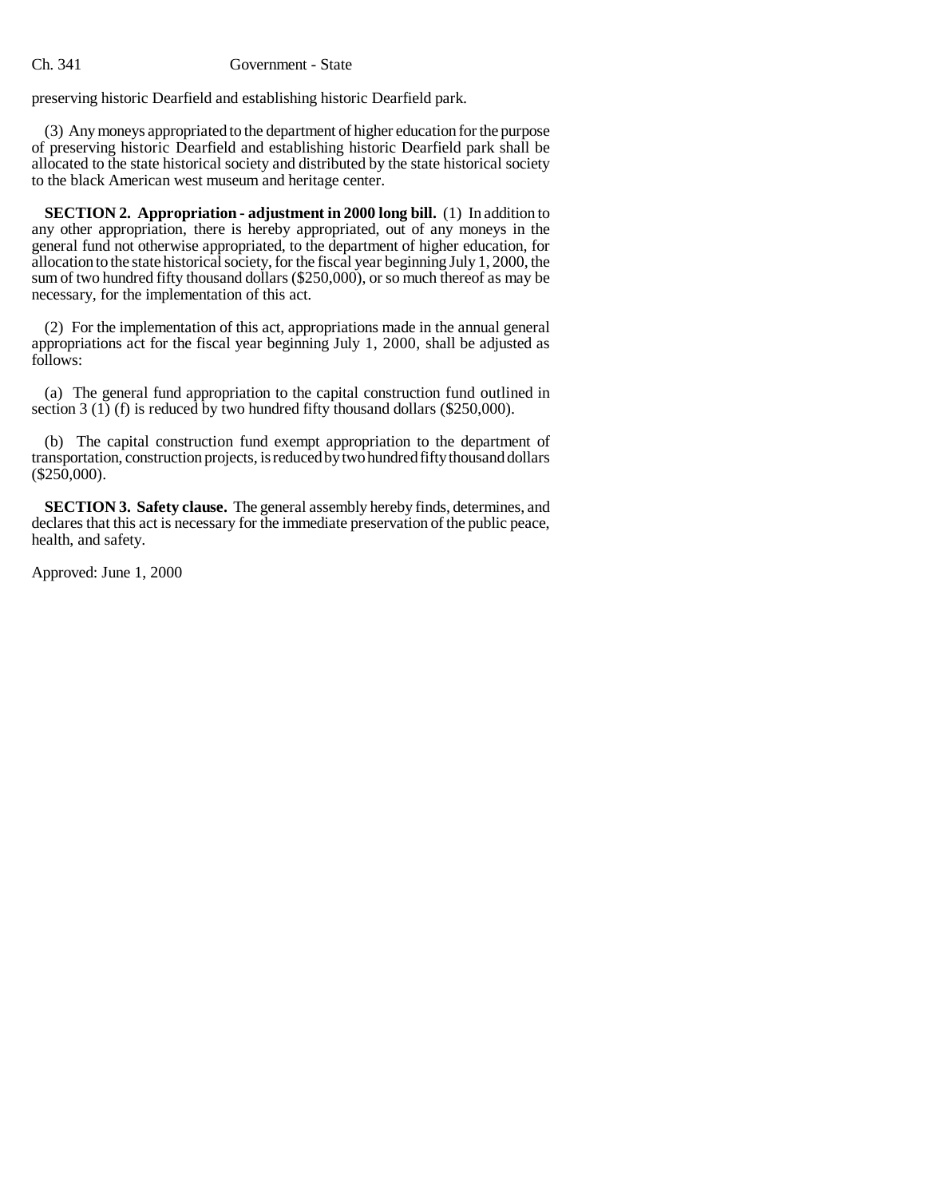preserving historic Dearfield and establishing historic Dearfield park.

(3) Any moneys appropriated to the department of higher education for the purpose of preserving historic Dearfield and establishing historic Dearfield park shall be allocated to the state historical society and distributed by the state historical society to the black American west museum and heritage center.

**SECTION 2. Appropriation - adjustment in 2000 long bill.** (1) In addition to any other appropriation, there is hereby appropriated, out of any moneys in the general fund not otherwise appropriated, to the department of higher education, for allocation to the state historical society, for the fiscal year beginning July 1, 2000, the sum of two hundred fifty thousand dollars ($250,000), or so much thereof as may be necessary, for the implementation of this act.

(2) For the implementation of this act, appropriations made in the annual general appropriations act for the fiscal year beginning July 1, 2000, shall be adjusted as follows:

(a) The general fund appropriation to the capital construction fund outlined in section 3 (1) (f) is reduced by two hundred fifty thousand dollars ($250,000).

(b) The capital construction fund exempt appropriation to the department of transportation, construction projects, is reduced by two hundred fifty thousand dollars ($250,000).

**SECTION 3. Safety clause.** The general assembly hereby finds, determines, and declares that this act is necessary for the immediate preservation of the public peace, health, and safety.

Approved: June 1, 2000